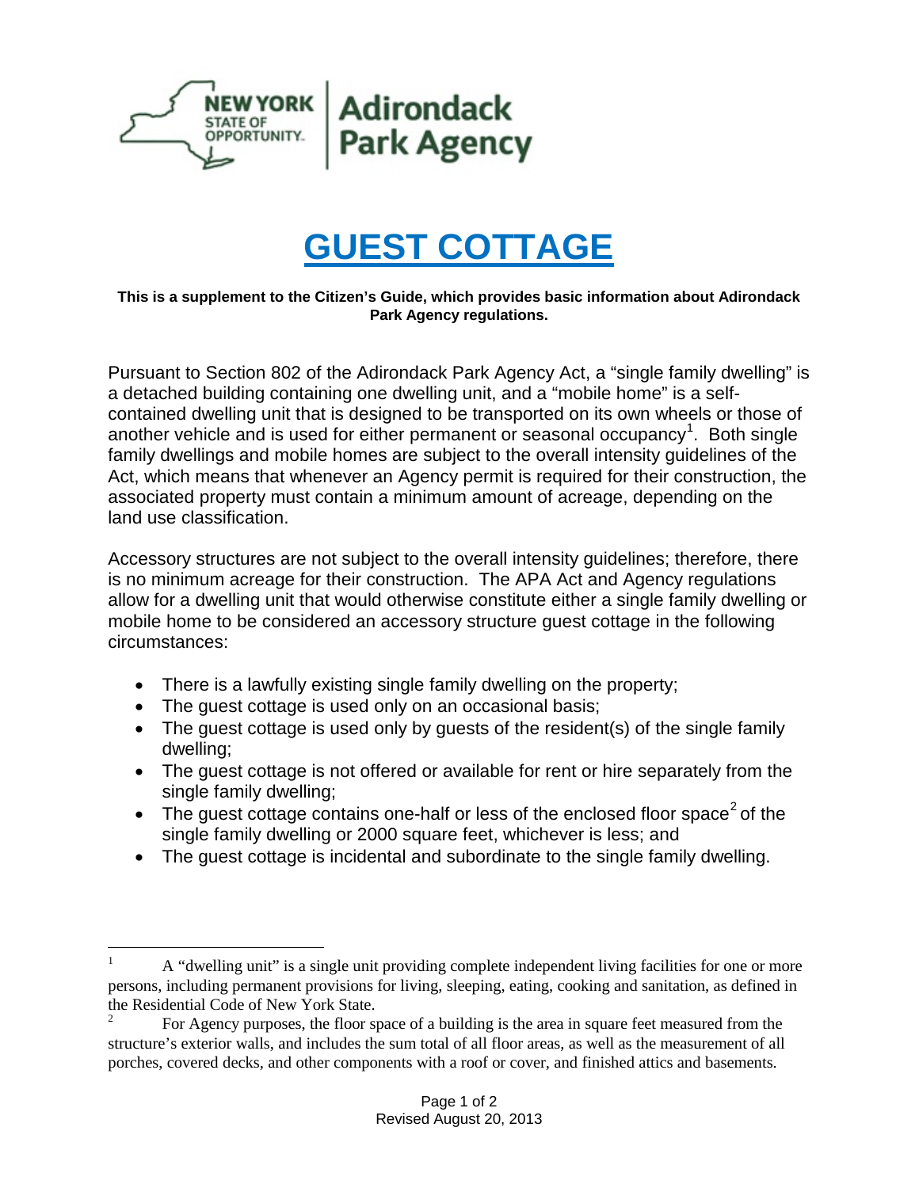# GUEST COTTAGE

**This is a supplement to the Citizen's Guide, which provides basic information about Adirondack Park Agency regulations.**

Pursuant to Section 802 of the Adirondack Park Agency Act, a "single family dwelling" is a detached building containing one dwelling unit, and a "mobile home" is a self-contained dwelling unit that is designed to be transported on its own wheels or those of another vehicle and is used for either permanent or seasonal occupancy[1]. Both single family dwellings and mobile homes are subject to the overall intensity guidelines of the Act, which means that whenever an Agency permit is required for their construction, the associated property must contain a minimum amount of acreage, depending on the land use classification.

Accessory structures are not subject to the overall intensity guidelines; therefore, there is no minimum acreage for their construction. The APA Act and Agency regulations allow for a dwelling unit that would otherwise constitute either a single family dwelling or mobile home to be considered an accessory structure guest cottage in the following circumstances:

- There is a lawfully existing single family dwelling on the property;
- The guest cottage is used only on an occasional basis;
- The guest cottage is used only by guests of the resident(s) of the single family dwelling;
- The guest cottage is not offered or available for rent or hire separately from the single family dwelling;
- The guest cottage contains one-half or less of the enclosed floor space[2] of the single family dwelling or 2000 square feet, whichever is less; and
- The guest cottage is incidental and subordinate to the single family dwelling.

---

[1] A "dwelling unit" is a single unit providing complete independent living facilities for one or more persons, including permanent provisions for living, sleeping, eating, cooking and sanitation, as defined in the Residential Code of New York State.

[2] For Agency purposes, the floor space of a building is the area in square feet measured from the structure's exterior walls, and includes the sum total of all floor areas, as well as the measurement of all porches, covered decks, and other components with a roof or cover, and finished attics and basements.

Revised August 20, 2013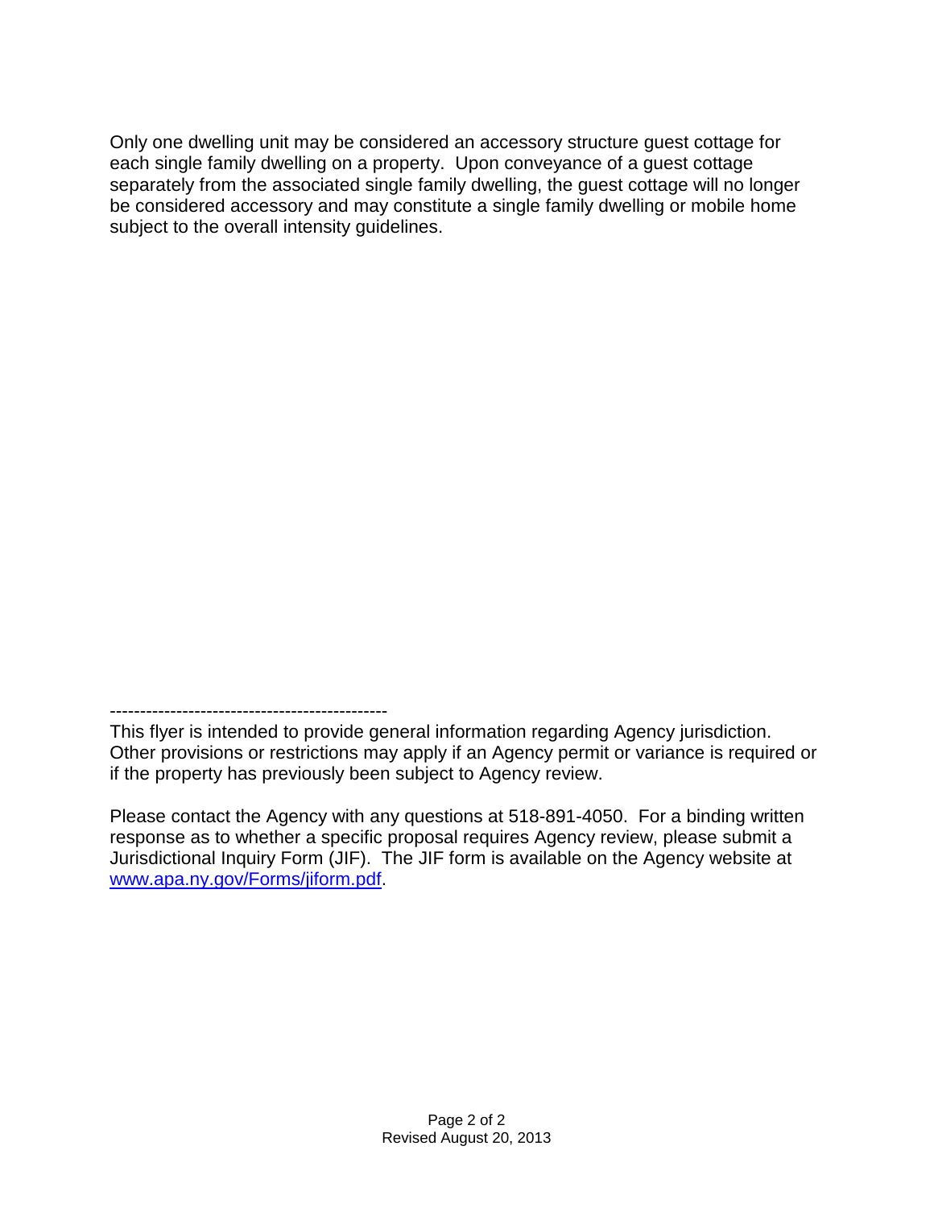Only one dwelling unit may be considered an accessory structure guest cottage for each single family dwelling on a property. Upon conveyance of a guest cottage separately from the associated single family dwelling, the guest cottage will no longer be considered accessory and may constitute a single family dwelling or mobile home subject to the overall intensity guidelines.

---

This flyer is intended to provide general information regarding Agency jurisdiction. Other provisions or restrictions may apply if an Agency permit or variance is required or if the property has previously been subject to Agency review.

Please contact the Agency with any questions at 518-891-4050. For a binding written response as to whether a specific proposal requires Agency review, please submit a Jurisdictional Inquiry Form (JIF). The JIF form is available on the Agency website at [www.apa.ny.gov/Forms/jiform.pdf](http://www.apa.ny.gov/Forms/jiform.pdf).

Revised August 20, 2013